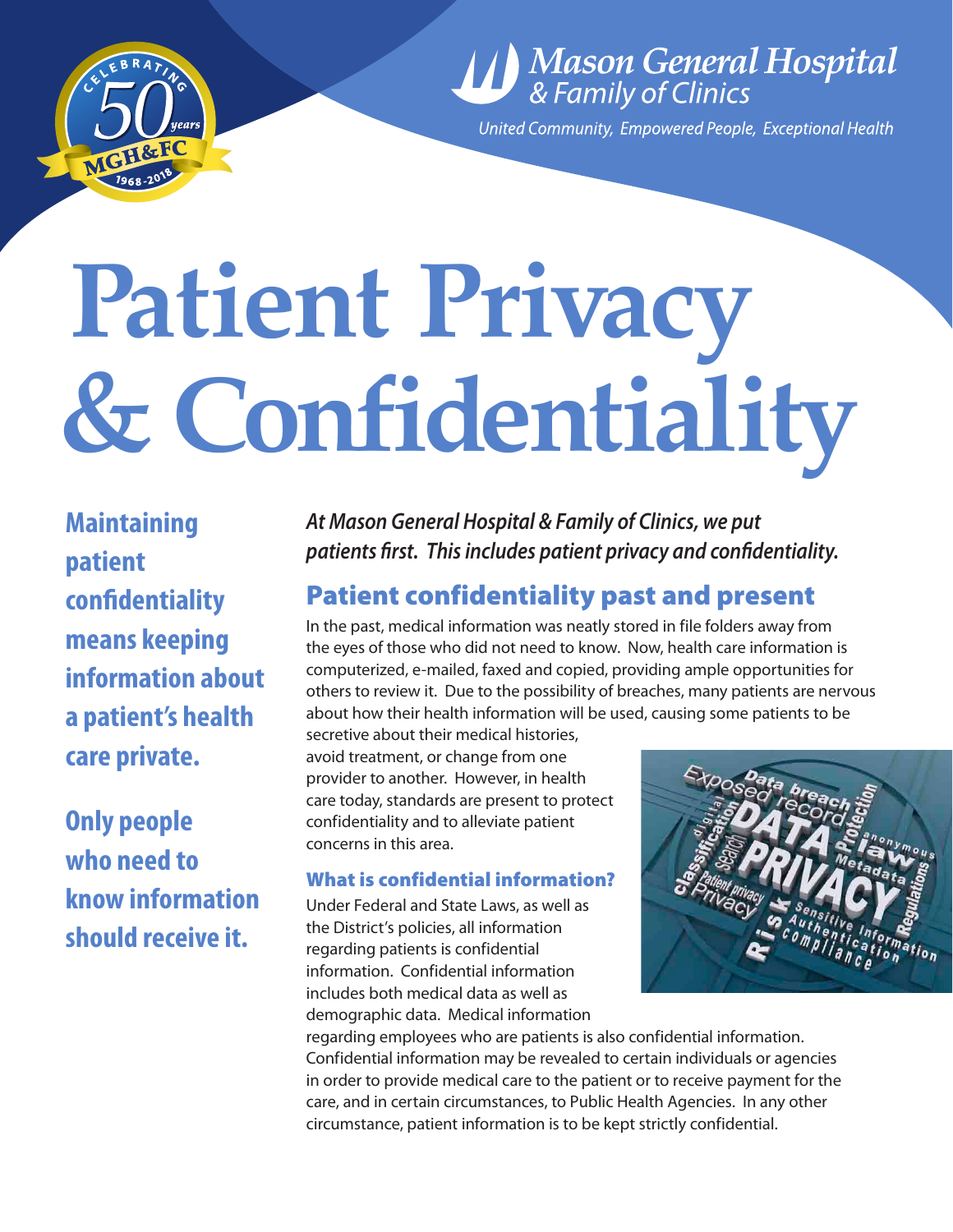Mason General Hospital
& Family of Clinics

United Community, Empowered People, Exceptional Health

# Patient Privacy & Confidentiality

**Maintaining patient confidentiality means keeping information about a patient's health care private.**

**Only people who need to know information should receive it.**

*At Mason General Hospital & Family of Clinics, we put patients first. This includes patient privacy and confidentiality.*

## Patient confidentiality past and present

In the past, medical information was neatly stored in file folders away from the eyes of those who did not need to know. Now, health care information is computerized, e-mailed, faxed and copied, providing ample opportunities for others to review it. Due to the possibility of breaches, many patients are nervous about how their health information will be used, causing some patients to be secretive about their medical histories, avoid treatment, or change from one provider to another. However, in health care today, standards are present to protect confidentiality and to alleviate patient concerns in this area.

### What is confidential information?

Under Federal and State Laws, as well as the District's policies, all information regarding patients is confidential information. Confidential information includes both medical data as well as demographic data. Medical information regarding employees who are patients is also confidential information. Confidential information may be revealed to certain individuals or agencies in order to provide medical care to the patient or to receive payment for the care, and in certain circumstances, to Public Health Agencies. In any other circumstance, patient information is to be kept strictly confidential.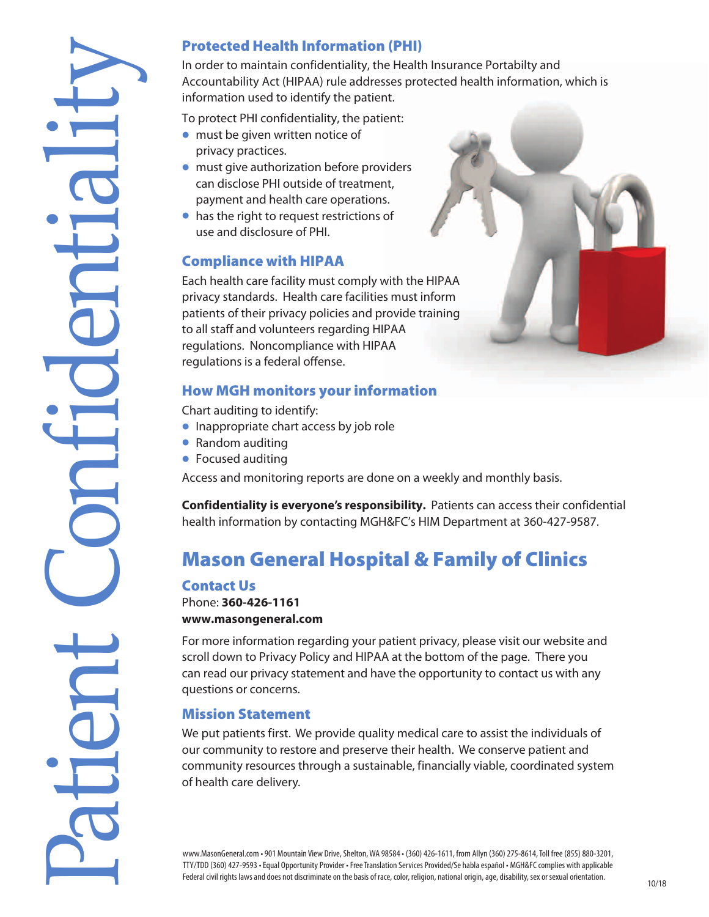# Patient Confidentiality

## Protected Health Information (PHI)

In order to maintain confidentiality, the Health Insurance Portabilty and Accountability Act (HIPAA) rule addresses protected health information, which is information used to identify the patient.

To protect PHI confidentiality, the patient:

- must be given written notice of privacy practices.
- must give authorization before providers can disclose PHI outside of treatment, payment and health care operations.
- has the right to request restrictions of use and disclosure of PHI.

## Compliance with HIPAA

Each health care facility must comply with the HIPAA privacy standards. Health care facilities must inform patients of their privacy policies and provide training to all staff and volunteers regarding HIPAA regulations. Noncompliance with HIPAA regulations is a federal offense.

## How MGH monitors your information

Chart auditing to identify:

- Inappropriate chart access by job role
- Random auditing
- Focused auditing

Access and monitoring reports are done on a weekly and monthly basis.

**Confidentiality is everyone's responsibility.** Patients can access their confidential health information by contacting MGH&FC's HIM Department at 360-427-9587.

# Mason General Hospital & Family of Clinics

## Contact Us

Phone: **360-426-1161**
**www.masongeneral.com**

For more information regarding your patient privacy, please visit our website and scroll down to Privacy Policy and HIPAA at the bottom of the page. There you can read our privacy statement and have the opportunity to contact us with any questions or concerns.

## Mission Statement

We put patients first. We provide quality medical care to assist the individuals of our community to restore and preserve their health. We conserve patient and community resources through a sustainable, financially viable, coordinated system of health care delivery.

www.MasonGeneral.com • 901 Mountain View Drive, Shelton, WA 98584 • (360) 426-1611, from Allyn (360) 275-8614, Toll free (855) 880-3201, TTY/TDD (360) 427-9593 • Equal Opportunity Provider • Free Translation Services Provided/Se habla español • MGH&FC complies with applicable Federal civil rights laws and does not discriminate on the basis of race, color, religion, national origin, age, disability, sex or sexual orientation.

10/18